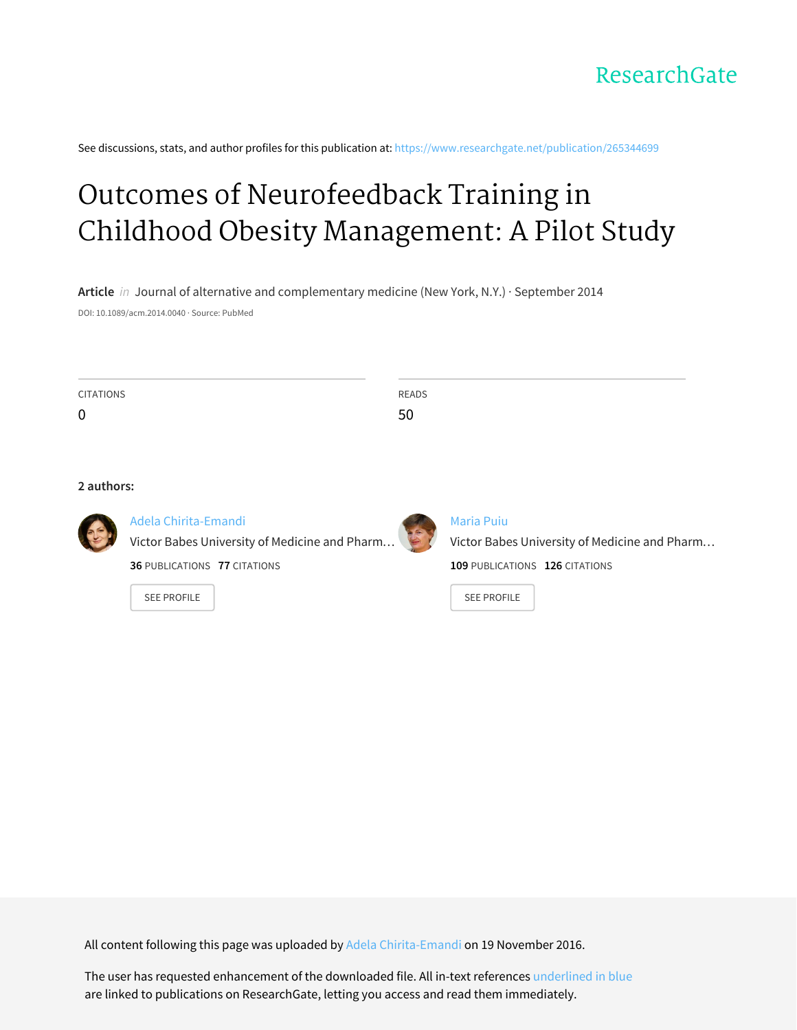ResearchGate

See discussions, stats, and author profiles for this publication at: https://www.researchgate.net/publication/265344699

# Outcomes of Neurofeedback Training in Childhood Obesity Management: A Pilot Study

**Article** *in* Journal of alternative and complementary medicine (New York, N.Y.) · September 2014

DOI: 10.1089/acm.2014.0040 · Source: PubMed

CITATIONS
0

READS
50

**2 authors:**

Adela Chirita-Emandi
Victor Babes University of Medicine and Pharm…
**36** PUBLICATIONS **77** CITATIONS

SEE PROFILE

Maria Puiu
Victor Babes University of Medicine and Pharm…
**109** PUBLICATIONS **126** CITATIONS

SEE PROFILE

All content following this page was uploaded by Adela Chirita-Emandi on 19 November 2016.

The user has requested enhancement of the downloaded file. All in-text references underlined in blue are linked to publications on ResearchGate, letting you access and read them immediately.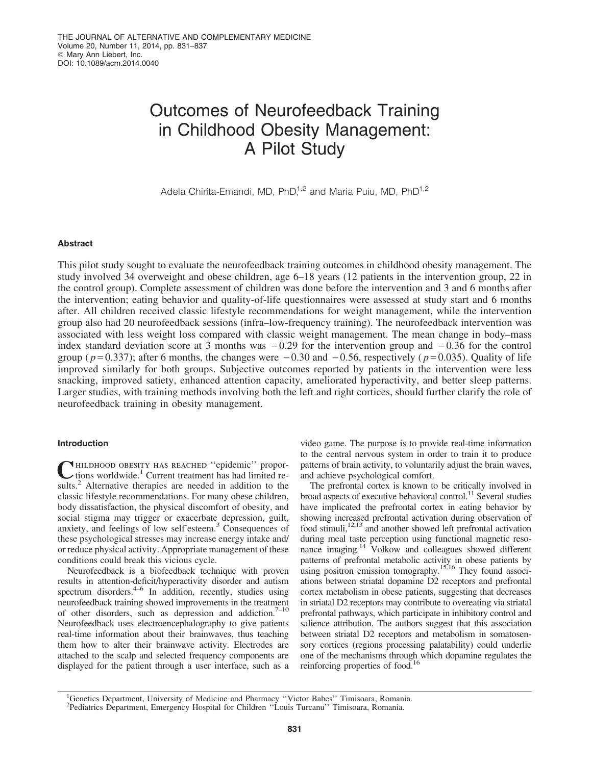# Outcomes of Neurofeedback Training in Childhood Obesity Management: A Pilot Study

Adela Chirita-Emandi, MD, PhD,[1,2] and Maria Puiu, MD, PhD[1,2]

## Abstract

This pilot study sought to evaluate the neurofeedback training outcomes in childhood obesity management. The study involved 34 overweight and obese children, age 6–18 years (12 patients in the intervention group, 22 in the control group). Complete assessment of children was done before the intervention and 3 and 6 months after the intervention; eating behavior and quality-of-life questionnaires were assessed at study start and 6 months after. All children received classic lifestyle recommendations for weight management, while the intervention group also had 20 neurofeedback sessions (infra–low-frequency training). The neurofeedback intervention was associated with less weight loss compared with classic weight management. The mean change in body–mass index standard deviation score at 3 months was −0.29 for the intervention group and −0.36 for the control group ($p = 0.337$); after 6 months, the changes were −0.30 and −0.56, respectively ($p = 0.035$). Quality of life improved similarly for both groups. Subjective outcomes reported by patients in the intervention were less snacking, improved satiety, enhanced attention capacity, ameliorated hyperactivity, and better sleep patterns. Larger studies, with training methods involving both the left and right cortices, should further clarify the role of neurofeedback training in obesity management.

## Introduction

Childhood obesity has reached ''epidemic'' proportions worldwide.[1] Current treatment has had limited results.[2] Alternative therapies are needed in addition to the classic lifestyle recommendations. For many obese children, body dissatisfaction, the physical discomfort of obesity, and social stigma may trigger or exacerbate depression, guilt, anxiety, and feelings of low self esteem.[3] Consequences of these psychological stresses may increase energy intake and/or reduce physical activity. Appropriate management of these conditions could break this vicious cycle.

Neurofeedback is a biofeedback technique with proven results in attention-deficit/hyperactivity disorder and autism spectrum disorders.[4–6] In addition, recently, studies using neurofeedback training showed improvements in the treatment of other disorders, such as depression and addiction.[7–10] Neurofeedback uses electroencephalography to give patients real-time information about their brainwaves, thus teaching them how to alter their brainwave activity. Electrodes are attached to the scalp and selected frequency components are displayed for the patient through a user interface, such as a video game. The purpose is to provide real-time information to the central nervous system in order to train it to produce patterns of brain activity, to voluntarily adjust the brain waves, and achieve psychological comfort.

The prefrontal cortex is known to be critically involved in broad aspects of executive behavioral control.[11] Several studies have implicated the prefrontal cortex in eating behavior by showing increased prefrontal activation during observation of food stimuli,[12,13] and another showed left prefrontal activation during meal taste perception using functional magnetic resonance imaging.[14] Volkow and colleagues showed different patterns of prefrontal metabolic activity in obese patients by using positron emission tomography.[15,16] They found associations between striatal dopamine D2 receptors and prefrontal cortex metabolism in obese patients, suggesting that decreases in striatal D2 receptors may contribute to overeating via striatal prefrontal pathways, which participate in inhibitory control and salience attribution. The authors suggest that this association between striatal D2 receptors and metabolism in somatosensory cortices (regions processing palatability) could underlie one of the mechanisms through which dopamine regulates the reinforcing properties of food.[16]

[1]Genetics Department, University of Medicine and Pharmacy ''Victor Babes'' Timisoara, Romania.
[2]Pediatrics Department, Emergency Hospital for Children ''Louis Turcanu'' Timisoara, Romania.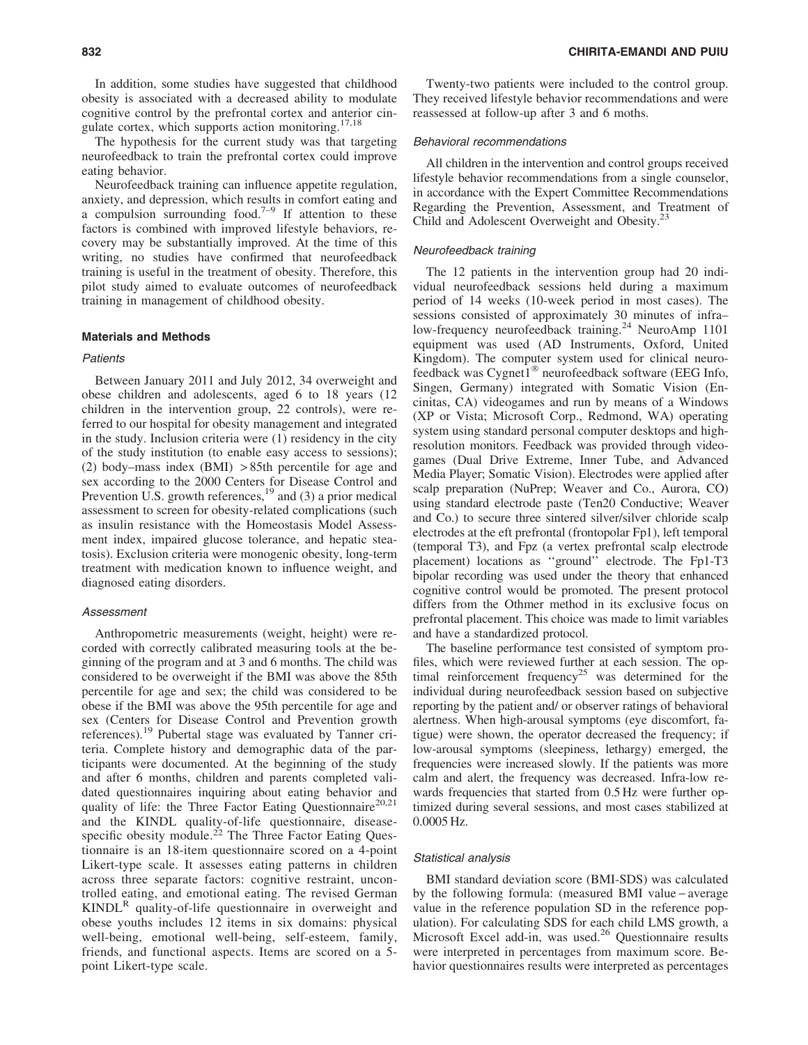In addition, some studies have suggested that childhood obesity is associated with a decreased ability to modulate cognitive control by the prefrontal cortex and anterior cingulate cortex, which supports action monitoring.[17,18]

The hypothesis for the current study was that targeting neurofeedback to train the prefrontal cortex could improve eating behavior.

Neurofeedback training can influence appetite regulation, anxiety, and depression, which results in comfort eating and a compulsion surrounding food.[7–9] If attention to these factors is combined with improved lifestyle behaviors, recovery may be substantially improved. At the time of this writing, no studies have confirmed that neurofeedback training is useful in the treatment of obesity. Therefore, this pilot study aimed to evaluate outcomes of neurofeedback training in management of childhood obesity.

## Materials and Methods

### *Patients*

Between January 2011 and July 2012, 34 overweight and obese children and adolescents, aged 6 to 18 years (12 children in the intervention group, 22 controls), were referred to our hospital for obesity management and integrated in the study. Inclusion criteria were (1) residency in the city of the study institution (to enable easy access to sessions); (2) body–mass index (BMI) >85th percentile for age and sex according to the 2000 Centers for Disease Control and Prevention U.S. growth references,[19] and (3) a prior medical assessment to screen for obesity-related complications (such as insulin resistance with the Homeostasis Model Assessment index, impaired glucose tolerance, and hepatic steatosis). Exclusion criteria were monogenic obesity, long-term treatment with medication known to influence weight, and diagnosed eating disorders.

### *Assessment*

Anthropometric measurements (weight, height) were recorded with correctly calibrated measuring tools at the beginning of the program and at 3 and 6 months. The child was considered to be overweight if the BMI was above the 85th percentile for age and sex; the child was considered to be obese if the BMI was above the 95th percentile for age and sex (Centers for Disease Control and Prevention growth references).[19] Pubertal stage was evaluated by Tanner criteria. Complete history and demographic data of the participants were documented. At the beginning of the study and after 6 months, children and parents completed validated questionnaires inquiring about eating behavior and quality of life: the Three Factor Eating Questionnaire[20,21] and the KINDL quality-of-life questionnaire, disease-specific obesity module.[22] The Three Factor Eating Questionnaire is an 18-item questionnaire scored on a 4-point Likert-type scale. It assesses eating patterns in children across three separate factors: cognitive restraint, uncontrolled eating, and emotional eating. The revised German KINDL[R] quality-of-life questionnaire in overweight and obese youths includes 12 items in six domains: physical well-being, emotional well-being, self-esteem, family, friends, and functional aspects. Items are scored on a 5-point Likert-type scale.

Twenty-two patients were included to the control group. They received lifestyle behavior recommendations and were reassessed at follow-up after 3 and 6 moths.

### *Behavioral recommendations*

All children in the intervention and control groups received lifestyle behavior recommendations from a single counselor, in accordance with the Expert Committee Recommendations Regarding the Prevention, Assessment, and Treatment of Child and Adolescent Overweight and Obesity.[23]

### *Neurofeedback training*

The 12 patients in the intervention group had 20 individual neurofeedback sessions held during a maximum period of 14 weeks (10-week period in most cases). The sessions consisted of approximately 30 minutes of infra–low-frequency neurofeedback training.[24] NeuroAmp 1101 equipment was used (AD Instruments, Oxford, United Kingdom). The computer system used for clinical neurofeedback was Cygnet1® neurofeedback software (EEG Info, Singen, Germany) integrated with Somatic Vision (Encinitas, CA) videogames and run by means of a Windows (XP or Vista; Microsoft Corp., Redmond, WA) operating system using standard personal computer desktops and high-resolution monitors. Feedback was provided through videogames (Dual Drive Extreme, Inner Tube, and Advanced Media Player; Somatic Vision). Electrodes were applied after scalp preparation (NuPrep; Weaver and Co., Aurora, CO) using standard electrode paste (Ten20 Conductive; Weaver and Co.) to secure three sintered silver/silver chloride scalp electrodes at the eft prefrontal (frontopolar Fp1), left temporal (temporal T3), and Fpz (a vertex prefrontal scalp electrode placement) locations as ''ground'' electrode. The Fp1-T3 bipolar recording was used under the theory that enhanced cognitive control would be promoted. The present protocol differs from the Othmer method in its exclusive focus on prefrontal placement. This choice was made to limit variables and have a standardized protocol.

The baseline performance test consisted of symptom profiles, which were reviewed further at each session. The optimal reinforcement frequency[25] was determined for the individual during neurofeedback session based on subjective reporting by the patient and/ or observer ratings of behavioral alertness. When high-arousal symptoms (eye discomfort, fatigue) were shown, the operator decreased the frequency; if low-arousal symptoms (sleepiness, lethargy) emerged, the frequencies were increased slowly. If the patients was more calm and alert, the frequency was decreased. Infra-low rewards frequencies that started from 0.5 Hz were further optimized during several sessions, and most cases stabilized at 0.0005 Hz.

### *Statistical analysis*

BMI standard deviation score (BMI-SDS) was calculated by the following formula: (measured BMI value – average value in the reference population SD in the reference population). For calculating SDS for each child LMS growth, a Microsoft Excel add-in, was used.[26] Questionnaire results were interpreted in percentages from maximum score. Behavior questionnaires results were interpreted as percentages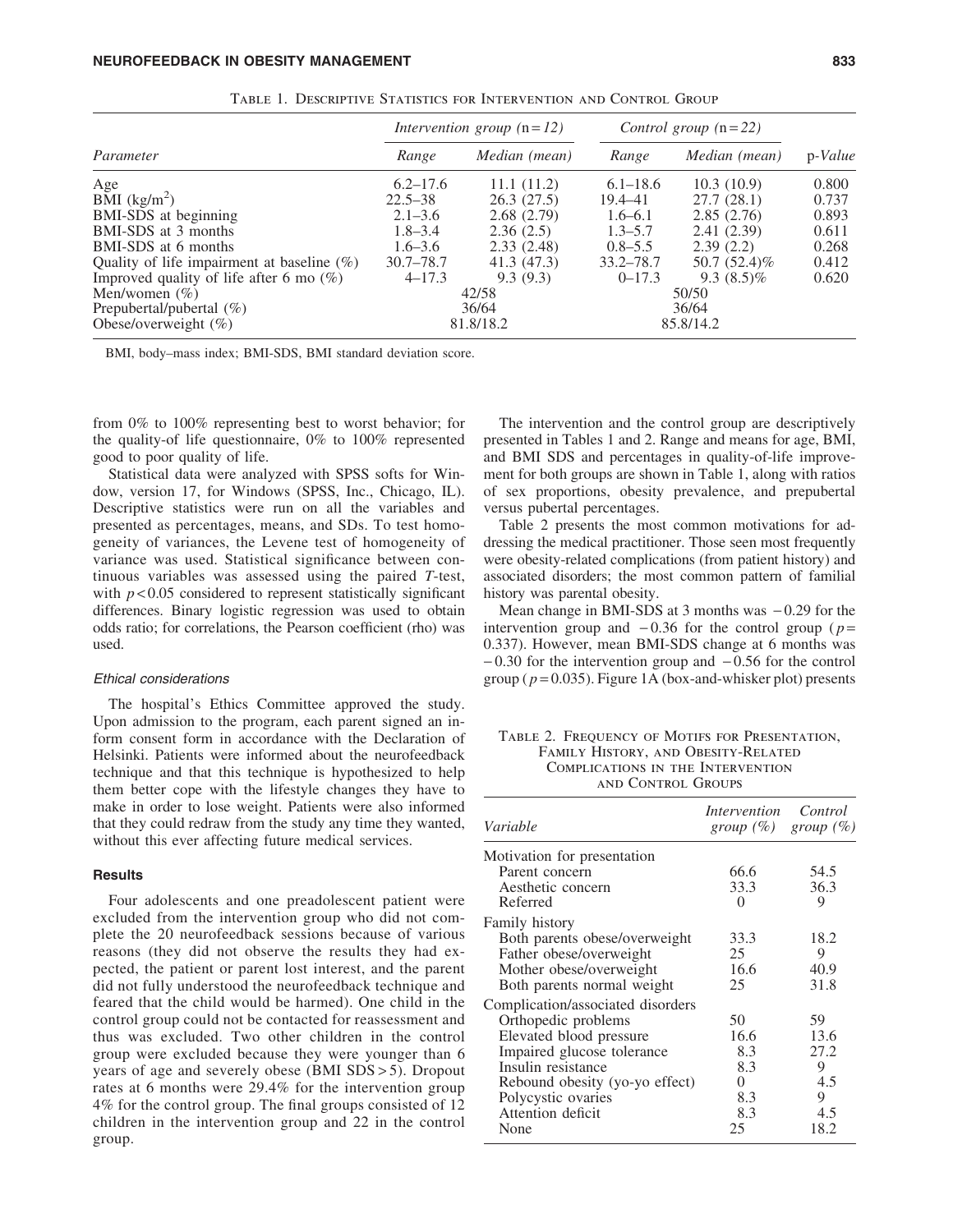TABLE 1. DESCRIPTIVE STATISTICS FOR INTERVENTION AND CONTROL GROUP

| Parameter | Intervention group (n = 12) | | Control group (n = 22) | | p-Value |
|---|---|---|---|---|---|
| | Range | Median (mean) | Range | Median (mean) | |
| Age | 6.2–17.6 | 11.1 (11.2) | 6.1–18.6 | 10.3 (10.9) | 0.800 |
| BMI ($kg/m^2$) | 22.5–38 | 26.3 (27.5) | 19.4–41 | 27.7 (28.1) | 0.737 |
| BMI-SDS at beginning | 2.1–3.6 | 2.68 (2.79) | 1.6–6.1 | 2.85 (2.76) | 0.893 |
| BMI-SDS at 3 months | 1.8–3.4 | 2.36 (2.5) | 1.3–5.7 | 2.41 (2.39) | 0.611 |
| BMI-SDS at 6 months | 1.6–3.6 | 2.33 (2.48) | 0.8–5.5 | 2.39 (2.2) | 0.268 |
| Quality of life impairment at baseline (%) | 30.7–78.7 | 41.3 (47.3) | 33.2–78.7 | 50.7 (52.4)% | 0.412 |
| Improved quality of life after 6 mo (%) | 4–17.3 | 9.3 (9.3) | 0–17.3 | 9.3 (8.5)% | 0.620 |
| Men/women (%) | 42/58 | | 50/50 | | |
| Prepubertal/pubertal (%) | 36/64 | | 36/64 | | |
| Obese/overweight (%) | 81.8/18.2 | | 85.8/14.2 | | |

BMI, body–mass index; BMI-SDS, BMI standard deviation score.

from 0% to 100% representing best to worst behavior; for the quality-of life questionnaire, 0% to 100% represented good to poor quality of life.

Statistical data were analyzed with SPSS softs for Window, version 17, for Windows (SPSS, Inc., Chicago, IL). Descriptive statistics were run on all the variables and presented as percentages, means, and SDs. To test homogeneity of variances, the Levene test of homogeneity of variance was used. Statistical significance between continuous variables was assessed using the paired *T*-test, with $p < 0.05$ considered to represent statistically significant differences. Binary logistic regression was used to obtain odds ratio; for correlations, the Pearson coefficient (rho) was used.

### *Ethical considerations*

The hospital's Ethics Committee approved the study. Upon admission to the program, each parent signed an inform consent form in accordance with the Declaration of Helsinki. Patients were informed about the neurofeedback technique and that this technique is hypothesized to help them better cope with the lifestyle changes they have to make in order to lose weight. Patients were also informed that they could redraw from the study any time they wanted, without this ever affecting future medical services.

## Results

Four adolescents and one preadolescent patient were excluded from the intervention group who did not complete the 20 neurofeedback sessions because of various reasons (they did not observe the results they had expected, the patient or parent lost interest, and the parent did not fully understood the neurofeedback technique and feared that the child would be harmed). One child in the control group could not be contacted for reassessment and thus was excluded. Two other children in the control group were excluded because they were younger than 6 years of age and severely obese (BMI SDS > 5). Dropout rates at 6 months were 29.4% for the intervention group 4% for the control group. The final groups consisted of 12 children in the intervention group and 22 in the control group.

The intervention and the control group are descriptively presented in Tables 1 and 2. Range and means for age, BMI, and BMI SDS and percentages in quality-of-life improvement for both groups are shown in Table 1, along with ratios of sex proportions, obesity prevalence, and prepubertal versus pubertal percentages.

Table 2 presents the most common motivations for addressing the medical practitioner. Those seen most frequently were obesity-related complications (from patient history) and associated disorders; the most common pattern of familial history was parental obesity.

Mean change in BMI-SDS at 3 months was −0.29 for the intervention group and −0.36 for the control group ($p = 0.337$). However, mean BMI-SDS change at 6 months was −0.30 for the intervention group and −0.56 for the control group ($p = 0.035$). Figure 1A (box-and-whisker plot) presents

TABLE 2. FREQUENCY OF MOTIFS FOR PRESENTATION, FAMILY HISTORY, AND OBESITY-RELATED COMPLICATIONS IN THE INTERVENTION AND CONTROL GROUPS

| Variable | Intervention group (%) | Control group (%) |
|---|---|---|
| Motivation for presentation | | |
| Parent concern | 66.6 | 54.5 |
| Aesthetic concern | 33.3 | 36.3 |
| Referred | 0 | 9 |
| Family history | | |
| Both parents obese/overweight | 33.3 | 18.2 |
| Father obese/overweight | 25 | 9 |
| Mother obese/overweight | 16.6 | 40.9 |
| Both parents normal weight | 25 | 31.8 |
| Complication/associated disorders | | |
| Orthopedic problems | 50 | 59 |
| Elevated blood pressure | 16.6 | 13.6 |
| Impaired glucose tolerance | 8.3 | 27.2 |
| Insulin resistance | 8.3 | 9 |
| Rebound obesity (yo-yo effect) | 0 | 4.5 |
| Polycystic ovaries | 8.3 | 9 |
| Attention deficit | 8.3 | 4.5 |
| None | 25 | 18.2 |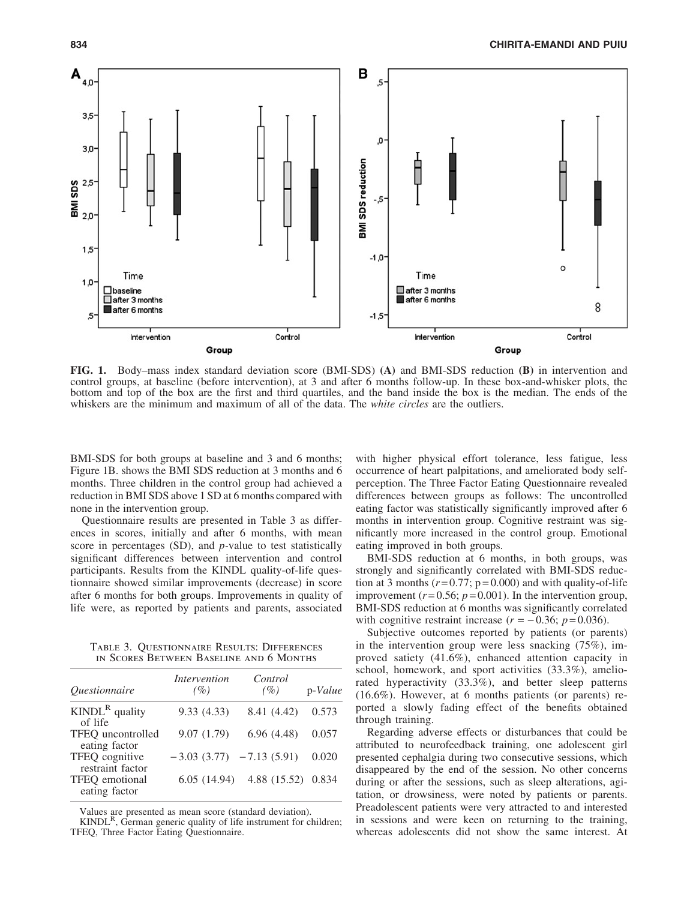**FIG. 1.** Body–mass index standard deviation score (BMI-SDS) **(A)** and BMI-SDS reduction **(B)** in intervention and control groups, at baseline (before intervention), at 3 and after 6 months follow-up. In these box-and-whisker plots, the bottom and top of the box are the first and third quartiles, and the band inside the box is the median. The ends of the whiskers are the minimum and maximum of all of the data. The *white circles* are the outliers.

BMI-SDS for both groups at baseline and 3 and 6 months; Figure 1B. shows the BMI SDS reduction at 3 months and 6 months. Three children in the control group had achieved a reduction in BMI SDS above 1 SD at 6 months compared with none in the intervention group.

Questionnaire results are presented in Table 3 as differences in scores, initially and after 6 months, with mean score in percentages (SD), and *p*-value to test statistically significant differences between intervention and control participants. Results from the KINDL quality-of-life questionnaire showed similar improvements (decrease) in score after 6 months for both groups. Improvements in quality of life were, as reported by patients and parents, associated with higher physical effort tolerance, less fatigue, less occurrence of heart palpitations, and ameliorated body self-perception. The Three Factor Eating Questionnaire revealed differences between groups as follows: The uncontrolled eating factor was statistically significantly improved after 6 months in intervention group. Cognitive restraint was significantly more increased in the control group. Emotional eating improved in both groups.

BMI-SDS reduction at 6 months, in both groups, was strongly and significantly correlated with BMI-SDS reduction at 3 months ($r = 0.77$; $p = 0.000$) and with quality-of-life improvement ($r = 0.56$; $p = 0.001$). In the intervention group, BMI-SDS reduction at 6 months was significantly correlated with cognitive restraint increase ($r = -0.36$; $p = 0.036$).

Subjective outcomes reported by patients (or parents) in the intervention group were less snacking (75%), improved satiety (41.6%), enhanced attention capacity in school, homework, and sport activities (33.3%), ameliorated hyperactivity (33.3%), and better sleep patterns (16.6%). However, at 6 months patients (or parents) reported a slowly fading effect of the benefits obtained through training.

Regarding adverse effects or disturbances that could be attributed to neurofeedback training, one adolescent girl presented cephalgia during two consecutive sessions, which disappeared by the end of the session. No other concerns during or after the sessions, such as sleep alterations, agitation, or drowsiness, were noted by patients or parents. Preadolescent patients were very attracted to and interested in sessions and were keen on returning to the training, whereas adolescents did not show the same interest. At

Table 3. Questionnaire Results: Differences in Scores Between Baseline and 6 Months

| *Questionnaire* | *Intervention (%)* | *Control (%)* | p-*Value* |
|---|---|---|---|
| KINDL[R] quality of life | 9.33 (4.33) | 8.41 (4.42) | 0.573 |
| TFEQ uncontrolled eating factor | 9.07 (1.79) | 6.96 (4.48) | 0.057 |
| TFEQ cognitive restraint factor | −3.03 (3.77) | −7.13 (5.91) | 0.020 |
| TFEQ emotional eating factor | 6.05 (14.94) | 4.88 (15.52) | 0.834 |

Values are presented as mean score (standard deviation).
KINDL[R], German generic quality of life instrument for children; TFEQ, Three Factor Eating Questionnaire.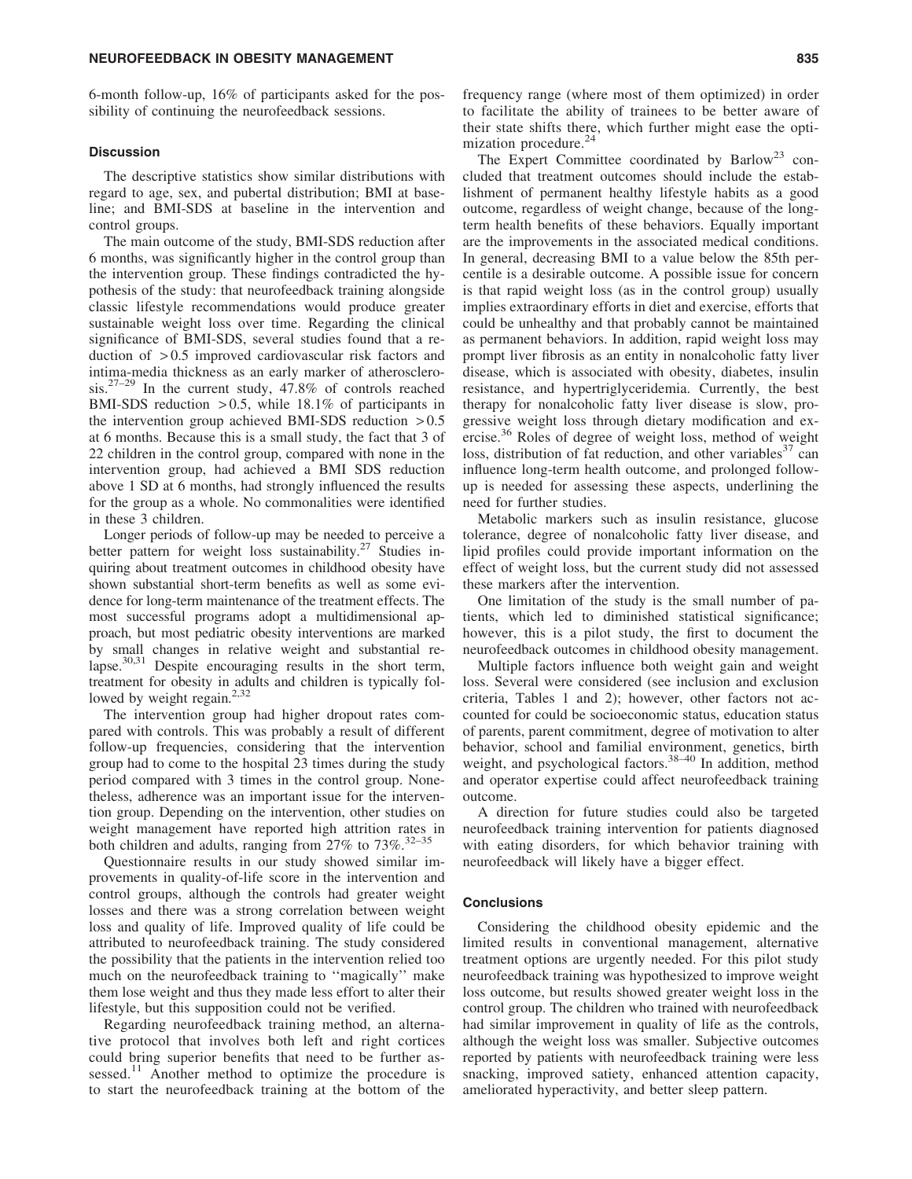6-month follow-up, 16% of participants asked for the possibility of continuing the neurofeedback sessions.

### Discussion

The descriptive statistics show similar distributions with regard to age, sex, and pubertal distribution; BMI at baseline; and BMI-SDS at baseline in the intervention and control groups.

The main outcome of the study, BMI-SDS reduction after 6 months, was significantly higher in the control group than the intervention group. These findings contradicted the hypothesis of the study: that neurofeedback training alongside classic lifestyle recommendations would produce greater sustainable weight loss over time. Regarding the clinical significance of BMI-SDS, several studies found that a reduction of >0.5 improved cardiovascular risk factors and intima-media thickness as an early marker of atherosclerosis.[27–29] In the current study, 47.8% of controls reached BMI-SDS reduction >0.5, while 18.1% of participants in the intervention group achieved BMI-SDS reduction >0.5 at 6 months. Because this is a small study, the fact that 3 of 22 children in the control group, compared with none in the intervention group, had achieved a BMI SDS reduction above 1 SD at 6 months, had strongly influenced the results for the group as a whole. No commonalities were identified in these 3 children.

Longer periods of follow-up may be needed to perceive a better pattern for weight loss sustainability.[27] Studies inquiring about treatment outcomes in childhood obesity have shown substantial short-term benefits as well as some evidence for long-term maintenance of the treatment effects. The most successful programs adopt a multidimensional approach, but most pediatric obesity interventions are marked by small changes in relative weight and substantial relapse.[30,31] Despite encouraging results in the short term, treatment for obesity in adults and children is typically followed by weight regain.[2,32]

The intervention group had higher dropout rates compared with controls. This was probably a result of different follow-up frequencies, considering that the intervention group had to come to the hospital 23 times during the study period compared with 3 times in the control group. Nonetheless, adherence was an important issue for the intervention group. Depending on the intervention, other studies on weight management have reported high attrition rates in both children and adults, ranging from 27% to 73%.[32–35]

Questionnaire results in our study showed similar improvements in quality-of-life score in the intervention and control groups, although the controls had greater weight losses and there was a strong correlation between weight loss and quality of life. Improved quality of life could be attributed to neurofeedback training. The study considered the possibility that the patients in the intervention relied too much on the neurofeedback training to ''magically'' make them lose weight and thus they made less effort to alter their lifestyle, but this supposition could not be verified.

Regarding neurofeedback training method, an alternative protocol that involves both left and right cortices could bring superior benefits that need to be further assessed.[11] Another method to optimize the procedure is to start the neurofeedback training at the bottom of the frequency range (where most of them optimized) in order to facilitate the ability of trainees to be better aware of their state shifts there, which further might ease the optimization procedure.[24]

The Expert Committee coordinated by Barlow[23] concluded that treatment outcomes should include the establishment of permanent healthy lifestyle habits as a good outcome, regardless of weight change, because of the long-term health benefits of these behaviors. Equally important are the improvements in the associated medical conditions. In general, decreasing BMI to a value below the 85th percentile is a desirable outcome. A possible issue for concern is that rapid weight loss (as in the control group) usually implies extraordinary efforts in diet and exercise, efforts that could be unhealthy and that probably cannot be maintained as permanent behaviors. In addition, rapid weight loss may prompt liver fibrosis as an entity in nonalcoholic fatty liver disease, which is associated with obesity, diabetes, insulin resistance, and hypertriglyceridemia. Currently, the best therapy for nonalcoholic fatty liver disease is slow, progressive weight loss through dietary modification and exercise.[36] Roles of degree of weight loss, method of weight loss, distribution of fat reduction, and other variables[37] can influence long-term health outcome, and prolonged follow-up is needed for assessing these aspects, underlining the need for further studies.

Metabolic markers such as insulin resistance, glucose tolerance, degree of nonalcoholic fatty liver disease, and lipid profiles could provide important information on the effect of weight loss, but the current study did not assessed these markers after the intervention.

One limitation of the study is the small number of patients, which led to diminished statistical significance; however, this is a pilot study, the first to document the neurofeedback outcomes in childhood obesity management.

Multiple factors influence both weight gain and weight loss. Several were considered (see inclusion and exclusion criteria, Tables 1 and 2); however, other factors not accounted for could be socioeconomic status, education status of parents, parent commitment, degree of motivation to alter behavior, school and familial environment, genetics, birth weight, and psychological factors.[38–40] In addition, method and operator expertise could affect neurofeedback training outcome.

A direction for future studies could also be targeted neurofeedback training intervention for patients diagnosed with eating disorders, for which behavior training with neurofeedback will likely have a bigger effect.

### Conclusions

Considering the childhood obesity epidemic and the limited results in conventional management, alternative treatment options are urgently needed. For this pilot study neurofeedback training was hypothesized to improve weight loss outcome, but results showed greater weight loss in the control group. The children who trained with neurofeedback had similar improvement in quality of life as the controls, although the weight loss was smaller. Subjective outcomes reported by patients with neurofeedback training were less snacking, improved satiety, enhanced attention capacity, ameliorated hyperactivity, and better sleep pattern.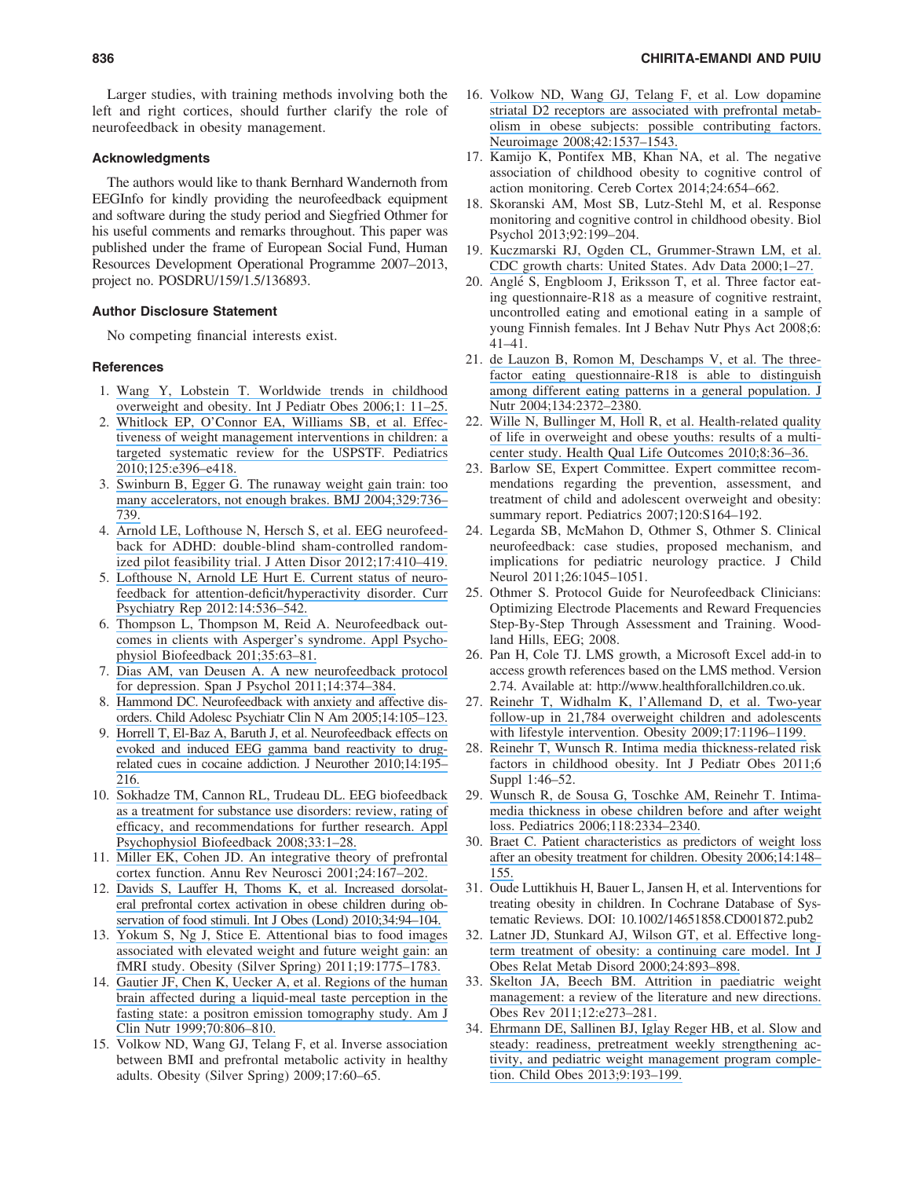Larger studies, with training methods involving both the left and right cortices, should further clarify the role of neurofeedback in obesity management.

## Acknowledgments

The authors would like to thank Bernhard Wandernoth from EEGInfo for kindly providing the neurofeedback equipment and software during the study period and Siegfried Othmer for his useful comments and remarks throughout. This paper was published under the frame of European Social Fund, Human Resources Development Operational Programme 2007–2013, project no. POSDRU/159/1.5/136893.

## Author Disclosure Statement

No competing financial interests exist.

## References

1. Wang Y, Lobstein T. Worldwide trends in childhood overweight and obesity. Int J Pediatr Obes 2006;1: 11–25.
2. Whitlock EP, O'Connor EA, Williams SB, et al. Effectiveness of weight management interventions in children: a targeted systematic review for the USPSTF. Pediatrics 2010;125:e396–e418.
3. Swinburn B, Egger G. The runaway weight gain train: too many accelerators, not enough brakes. BMJ 2004;329:736–739.
4. Arnold LE, Lofthouse N, Hersch S, et al. EEG neurofeedback for ADHD: double-blind sham-controlled randomized pilot feasibility trial. J Atten Disor 2012;17:410–419.
5. Lofthouse N, Arnold LE Hurt E. Current status of neurofeedback for attention-deficit/hyperactivity disorder. Curr Psychiatry Rep 2012:14:536–542.
6. Thompson L, Thompson M, Reid A. Neurofeedback outcomes in clients with Asperger's syndrome. Appl Psychophysiol Biofeedback 201;35:63–81.
7. Dias AM, van Deusen A. A new neurofeedback protocol for depression. Span J Psychol 2011;14:374–384.
8. Hammond DC. Neurofeedback with anxiety and affective disorders. Child Adolesc Psychiatr Clin N Am 2005;14:105–123.
9. Horrell T, El-Baz A, Baruth J, et al. Neurofeedback effects on evoked and induced EEG gamma band reactivity to drug-related cues in cocaine addiction. J Neurother 2010;14:195–216.
10. Sokhadze TM, Cannon RL, Trudeau DL. EEG biofeedback as a treatment for substance use disorders: review, rating of efficacy, and recommendations for further research. Appl Psychophysiol Biofeedback 2008;33:1–28.
11. Miller EK, Cohen JD. An integrative theory of prefrontal cortex function. Annu Rev Neurosci 2001;24:167–202.
12. Davids S, Lauffer H, Thoms K, et al. Increased dorsolateral prefrontal cortex activation in obese children during observation of food stimuli. Int J Obes (Lond) 2010;34:94–104.
13. Yokum S, Ng J, Stice E. Attentional bias to food images associated with elevated weight and future weight gain: an fMRI study. Obesity (Silver Spring) 2011;19:1775–1783.
14. Gautier JF, Chen K, Uecker A, et al. Regions of the human brain affected during a liquid-meal taste perception in the fasting state: a positron emission tomography study. Am J Clin Nutr 1999;70:806–810.
15. Volkow ND, Wang GJ, Telang F, et al. Inverse association between BMI and prefrontal metabolic activity in healthy adults. Obesity (Silver Spring) 2009;17:60–65.
16. Volkow ND, Wang GJ, Telang F, et al. Low dopamine striatal D2 receptors are associated with prefrontal metabolism in obese subjects: possible contributing factors. Neuroimage 2008;42:1537–1543.
17. Kamijo K, Pontifex MB, Khan NA, et al. The negative association of childhood obesity to cognitive control of action monitoring. Cereb Cortex 2014;24:654–662.
18. Skoranski AM, Most SB, Lutz-Stehl M, et al. Response monitoring and cognitive control in childhood obesity. Biol Psychol 2013;92:199–204.
19. Kuczmarski RJ, Ogden CL, Grummer-Strawn LM, et al. CDC growth charts: United States. Adv Data 2000;1–27.
20. Anglé S, Engbloom J, Eriksson T, et al. Three factor eating questionnaire-R18 as a measure of cognitive restraint, uncontrolled eating and emotional eating in a sample of young Finnish females. Int J Behav Nutr Phys Act 2008;6: 41–41.
21. de Lauzon B, Romon M, Deschamps V, et al. The three-factor eating questionnaire-R18 is able to distinguish among different eating patterns in a general population. J Nutr 2004;134:2372–2380.
22. Wille N, Bullinger M, Holl R, et al. Health-related quality of life in overweight and obese youths: results of a multicenter study. Health Qual Life Outcomes 2010;8:36–36.
23. Barlow SE, Expert Committee. Expert committee recommendations regarding the prevention, assessment, and treatment of child and adolescent overweight and obesity: summary report. Pediatrics 2007;120:S164–192.
24. Legarda SB, McMahon D, Othmer S, Othmer S. Clinical neurofeedback: case studies, proposed mechanism, and implications for pediatric neurology practice. J Child Neurol 2011;26:1045–1051.
25. Othmer S. Protocol Guide for Neurofeedback Clinicians: Optimizing Electrode Placements and Reward Frequencies Step-By-Step Through Assessment and Training. Woodland Hills, EEG; 2008.
26. Pan H, Cole TJ. LMS growth, a Microsoft Excel add-in to access growth references based on the LMS method. Version 2.74. Available at: http://www.healthforallchildren.co.uk.
27. Reinehr T, Widhalm K, l'Allemand D, et al. Two-year follow-up in 21,784 overweight children and adolescents with lifestyle intervention. Obesity 2009;17:1196–1199.
28. Reinehr T, Wunsch R. Intima media thickness-related risk factors in childhood obesity. Int J Pediatr Obes 2011;6 Suppl 1:46–52.
29. Wunsch R, de Sousa G, Toschke AM, Reinehr T. Intima-media thickness in obese children before and after weight loss. Pediatrics 2006;118:2334–2340.
30. Braet C. Patient characteristics as predictors of weight loss after an obesity treatment for children. Obesity 2006;14:148–155.
31. Oude Luttikhuis H, Bauer L, Jansen H, et al. Interventions for treating obesity in children. In Cochrane Database of Systematic Reviews. DOI: 10.1002/14651858.CD001872.pub2
32. Latner JD, Stunkard AJ, Wilson GT, et al. Effective long-term treatment of obesity: a continuing care model. Int J Obes Relat Metab Disord 2000;24:893–898.
33. Skelton JA, Beech BM. Attrition in paediatric weight management: a review of the literature and new directions. Obes Rev 2011;12:e273–281.
34. Ehrmann DE, Sallinen BJ, Iglay Reger HB, et al. Slow and steady: readiness, pretreatment weekly strengthening activity, and pediatric weight management program completion. Child Obes 2013;9:193–199.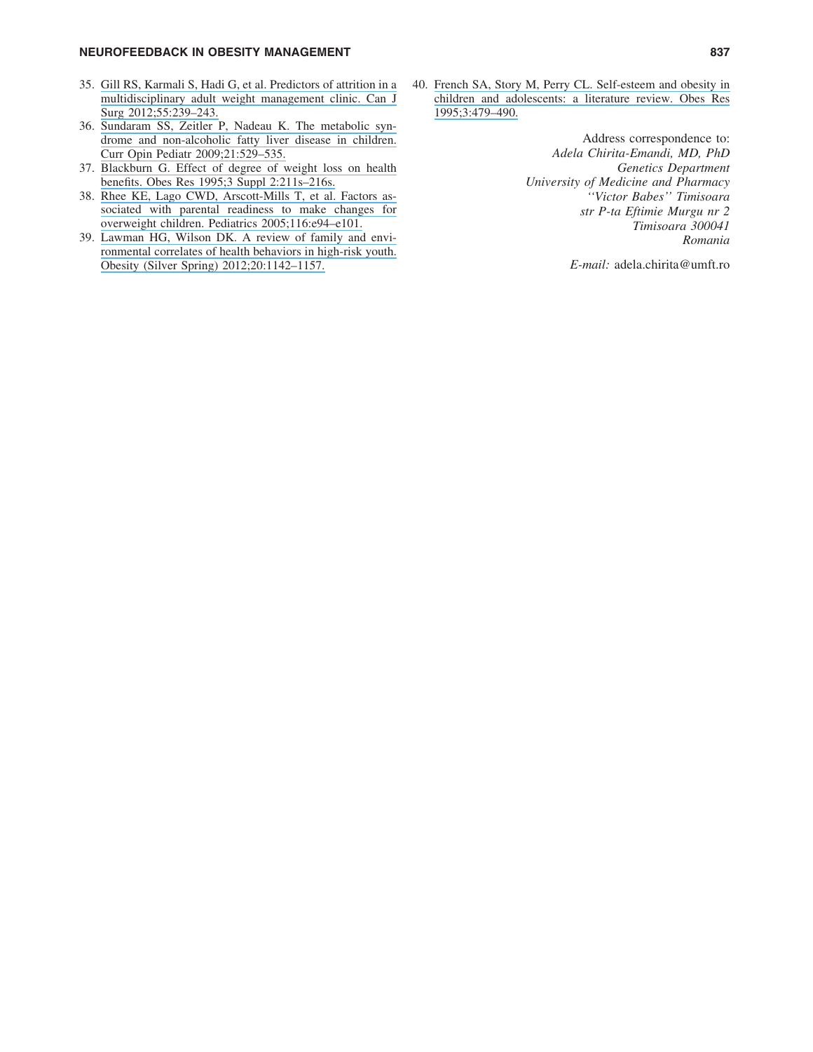35. Gill RS, Karmali S, Hadi G, et al. Predictors of attrition in a multidisciplinary adult weight management clinic. Can J Surg 2012;55:239–243.
36. Sundaram SS, Zeitler P, Nadeau K. The metabolic syndrome and non-alcoholic fatty liver disease in children. Curr Opin Pediatr 2009;21:529–535.
37. Blackburn G. Effect of degree of weight loss on health benefits. Obes Res 1995;3 Suppl 2:211s–216s.
38. Rhee KE, Lago CWD, Arscott-Mills T, et al. Factors associated with parental readiness to make changes for overweight children. Pediatrics 2005;116:e94–e101.
39. Lawman HG, Wilson DK. A review of family and environmental correlates of health behaviors in high-risk youth. Obesity (Silver Spring) 2012;20:1142–1157.
40. French SA, Story M, Perry CL. Self-esteem and obesity in children and adolescents: a literature review. Obes Res 1995;3:479–490.

Address correspondence to:
*Adela Chirita-Emandi, MD, PhD*
*Genetics Department*
*University of Medicine and Pharmacy*
*"Victor Babes" Timisoara*
*str P-ta Eftimie Murgu nr 2*
*Timisoara 300041*
*Romania*

*E-mail:* adela.chirita@umft.ro